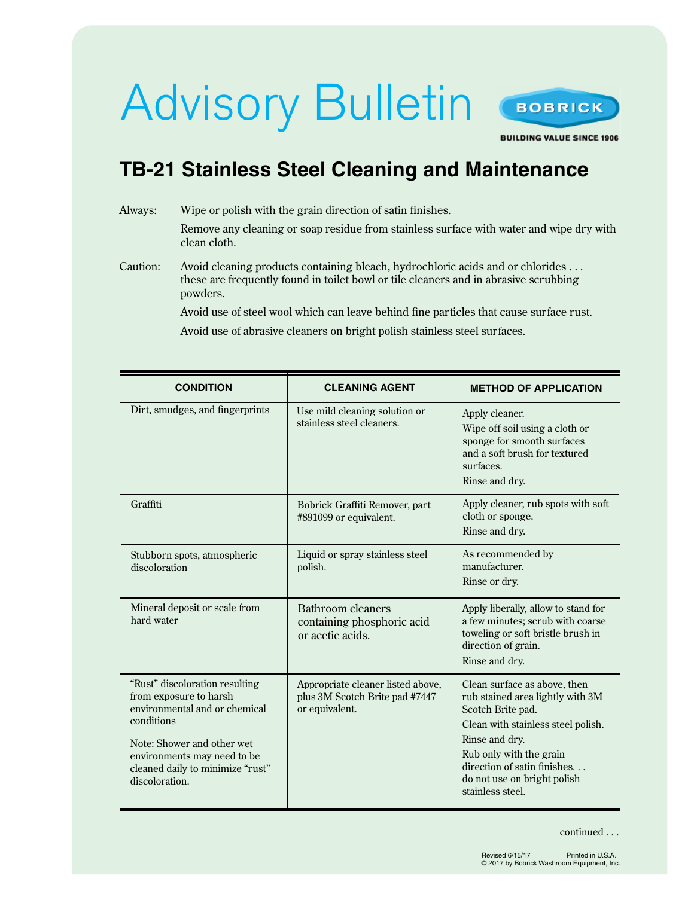# Advisory Bulletin

BOBRICK

BUILDING VALUE SINCE 1906

## TB-21 Stainless Steel Cleaning and Maintenance

Always: Wipe or polish with the grain direction of satin finishes.

Remove any cleaning or soap residue from stainless surface with water and wipe dry with clean cloth.

Caution: Avoid cleaning products containing bleach, hydrochloric acids and or chlorides . . . these are frequently found in toilet bowl or tile cleaners and in abrasive scrubbing powders.

Avoid use of steel wool which can leave behind fine particles that cause surface rust.

Avoid use of abrasive cleaners on bright polish stainless steel surfaces.

| CONDITION | CLEANING AGENT | METHOD OF APPLICATION |
|---|---|---|
| Dirt, smudges, and fingerprints | Use mild cleaning solution or stainless steel cleaners. | Apply cleaner.<br>Wipe off soil using a cloth or sponge for smooth surfaces and a soft brush for textured surfaces.<br>Rinse and dry. |
| Graffiti | Bobrick Graffiti Remover, part #891099 or equivalent. | Apply cleaner, rub spots with soft cloth or sponge.<br>Rinse and dry. |
| Stubborn spots, atmospheric discoloration | Liquid or spray stainless steel polish. | As recommended by manufacturer.<br>Rinse or dry. |
| Mineral deposit or scale from hard water | Bathroom cleaners containing phosphoric acid or acetic acids. | Apply liberally, allow to stand for a few minutes; scrub with coarse toweling or soft bristle brush in direction of grain.<br>Rinse and dry. |
| "Rust" discoloration resulting from exposure to harsh environmental and or chemical conditions<br>Note: Shower and other wet environments may need to be cleaned daily to minimize "rust" discoloration. | Appropriate cleaner listed above, plus 3M Scotch Brite pad #7447 or equivalent. | Clean surface as above, then rub stained area lightly with 3M Scotch Brite pad.<br>Clean with stainless steel polish.<br>Rinse and dry.<br>Rub only with the grain direction of satin finishes. . . do not use on bright polish stainless steel. |

continued . . .

Revised 6/15/17 Printed in U.S.A.
© 2017 by Bobrick Washroom Equipment, Inc.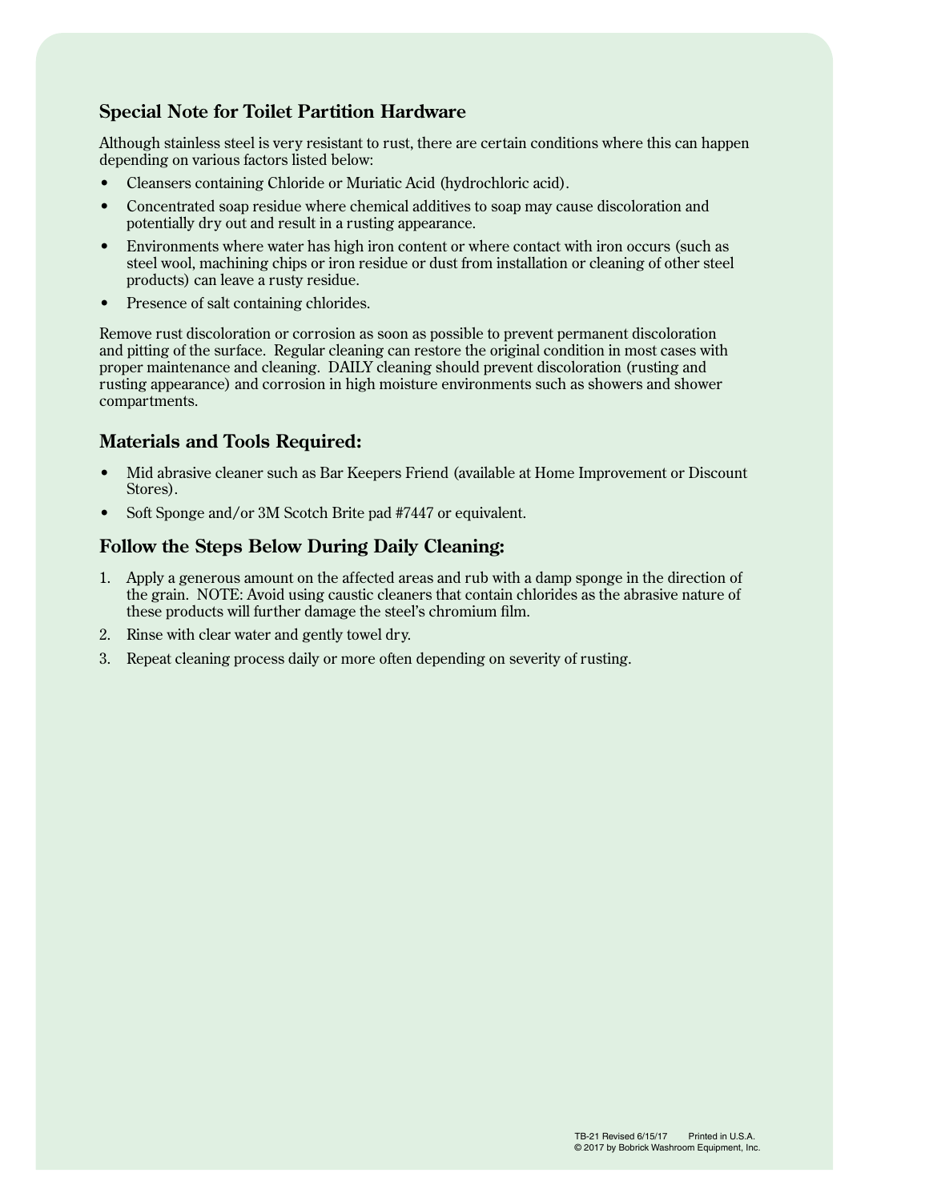## Special Note for Toilet Partition Hardware

Although stainless steel is very resistant to rust, there are certain conditions where this can happen depending on various factors listed below:

- Cleansers containing Chloride or Muriatic Acid (hydrochloric acid).
- Concentrated soap residue where chemical additives to soap may cause discoloration and potentially dry out and result in a rusting appearance.
- Environments where water has high iron content or where contact with iron occurs (such as steel wool, machining chips or iron residue or dust from installation or cleaning of other steel products) can leave a rusty residue.
- Presence of salt containing chlorides.

Remove rust discoloration or corrosion as soon as possible to prevent permanent discoloration and pitting of the surface. Regular cleaning can restore the original condition in most cases with proper maintenance and cleaning. DAILY cleaning should prevent discoloration (rusting and rusting appearance) and corrosion in high moisture environments such as showers and shower compartments.

## Materials and Tools Required:

- Mid abrasive cleaner such as Bar Keepers Friend (available at Home Improvement or Discount Stores).
- Soft Sponge and/or 3M Scotch Brite pad #7447 or equivalent.

## Follow the Steps Below During Daily Cleaning:

1. Apply a generous amount on the affected areas and rub with a damp sponge in the direction of the grain. NOTE: Avoid using caustic cleaners that contain chlorides as the abrasive nature of these products will further damage the steel's chromium film.
2. Rinse with clear water and gently towel dry.
3. Repeat cleaning process daily or more often depending on severity of rusting.

TB-21 Revised 6/15/17 Printed in U.S.A.
© 2017 by Bobrick Washroom Equipment, Inc.